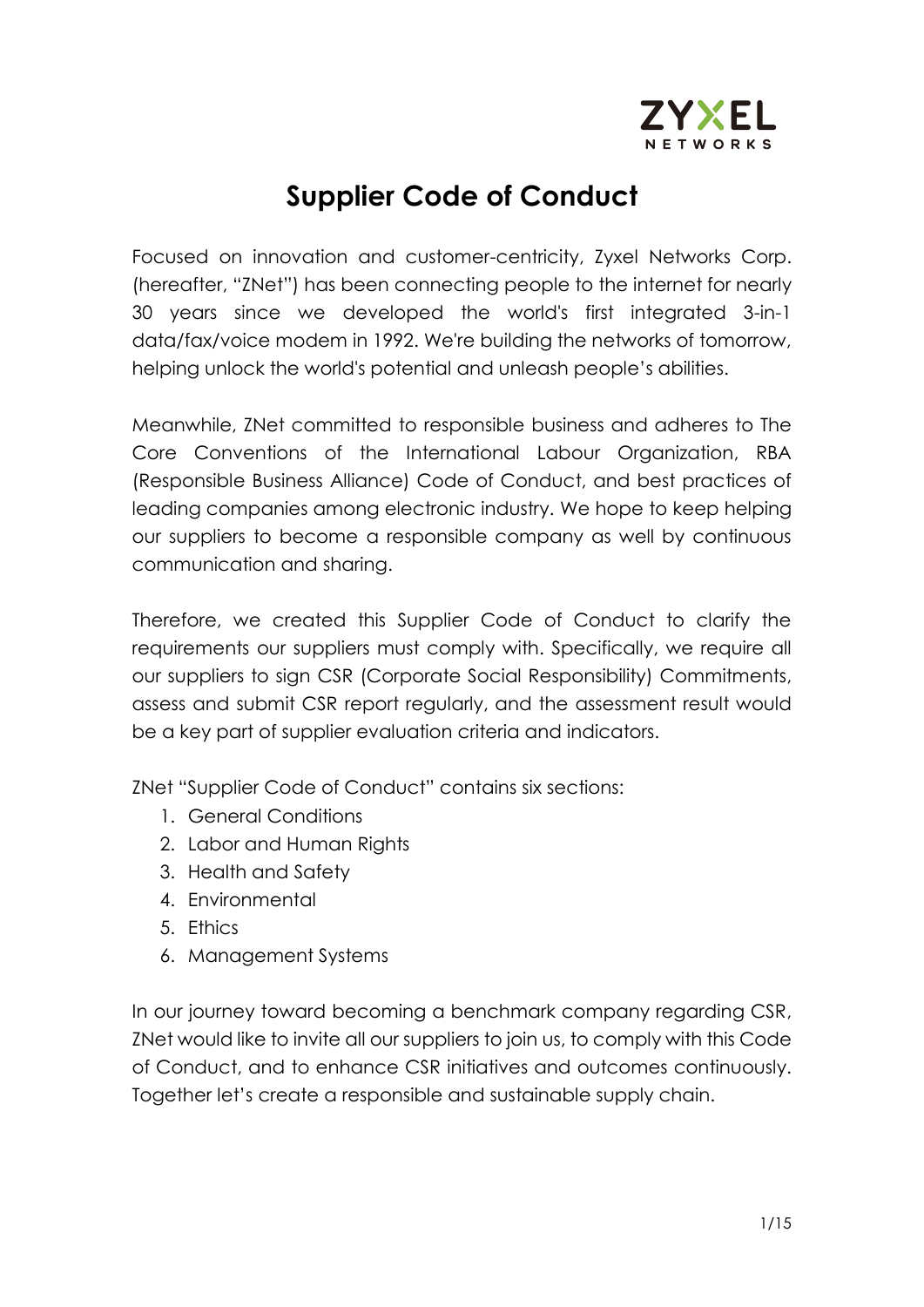# Supplier Code of Conduct

Focused on innovation and customer-centricity, Zyxel Networks Corp. (hereafter, "ZNet") has been connecting people to the internet for nearly 30 years since we developed the world's first integrated 3-in-1 data/fax/voice modem in 1992. We're building the networks of tomorrow, helping unlock the world's potential and unleash people's abilities.

Meanwhile, ZNet committed to responsible business and adheres to The Core Conventions of the International Labour Organization, RBA (Responsible Business Alliance) Code of Conduct, and best practices of leading companies among electronic industry. We hope to keep helping our suppliers to become a responsible company as well by continuous communication and sharing.

Therefore, we created this Supplier Code of Conduct to clarify the requirements our suppliers must comply with. Specifically, we require all our suppliers to sign CSR (Corporate Social Responsibility) Commitments, assess and submit CSR report regularly, and the assessment result would be a key part of supplier evaluation criteria and indicators.

ZNet "Supplier Code of Conduct" contains six sections:

1. General Conditions
2. Labor and Human Rights
3. Health and Safety
4. Environmental
5. Ethics
6. Management Systems

In our journey toward becoming a benchmark company regarding CSR, ZNet would like to invite all our suppliers to join us, to comply with this Code of Conduct, and to enhance CSR initiatives and outcomes continuously. Together let's create a responsible and sustainable supply chain.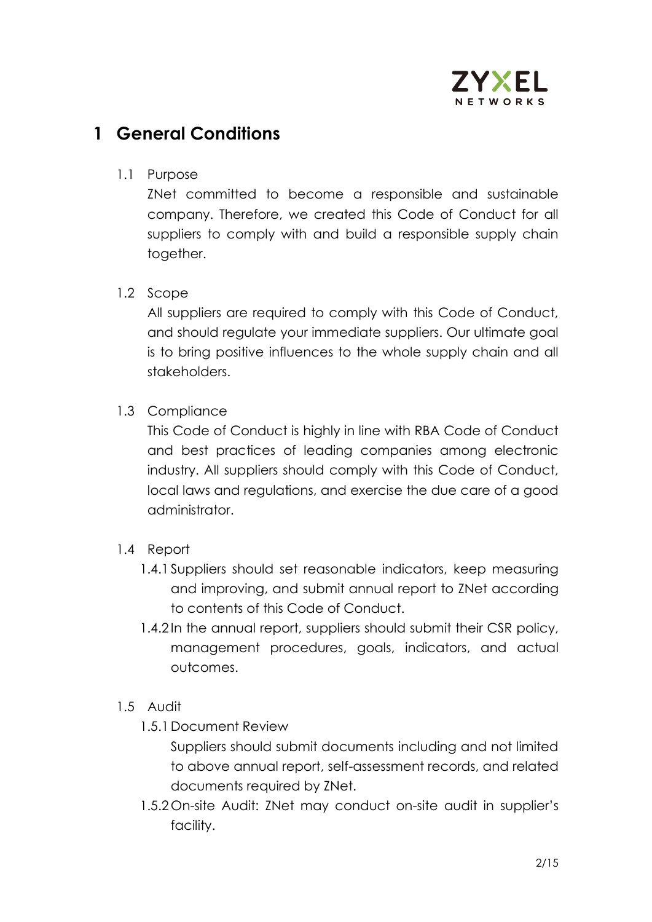# 1 General Conditions

## 1.1 Purpose

ZNet committed to become a responsible and sustainable company. Therefore, we created this Code of Conduct for all suppliers to comply with and build a responsible supply chain together.

## 1.2 Scope

All suppliers are required to comply with this Code of Conduct, and should regulate your immediate suppliers. Our ultimate goal is to bring positive influences to the whole supply chain and all stakeholders.

## 1.3 Compliance

This Code of Conduct is highly in line with RBA Code of Conduct and best practices of leading companies among electronic industry. All suppliers should comply with this Code of Conduct, local laws and regulations, and exercise the due care of a good administrator.

## 1.4 Report

1.4.1 Suppliers should set reasonable indicators, keep measuring and improving, and submit annual report to ZNet according to contents of this Code of Conduct.

1.4.2 In the annual report, suppliers should submit their CSR policy, management procedures, goals, indicators, and actual outcomes.

## 1.5 Audit

1.5.1 Document Review

Suppliers should submit documents including and not limited to above annual report, self-assessment records, and related documents required by ZNet.

1.5.2 On-site Audit: ZNet may conduct on-site audit in supplier's facility.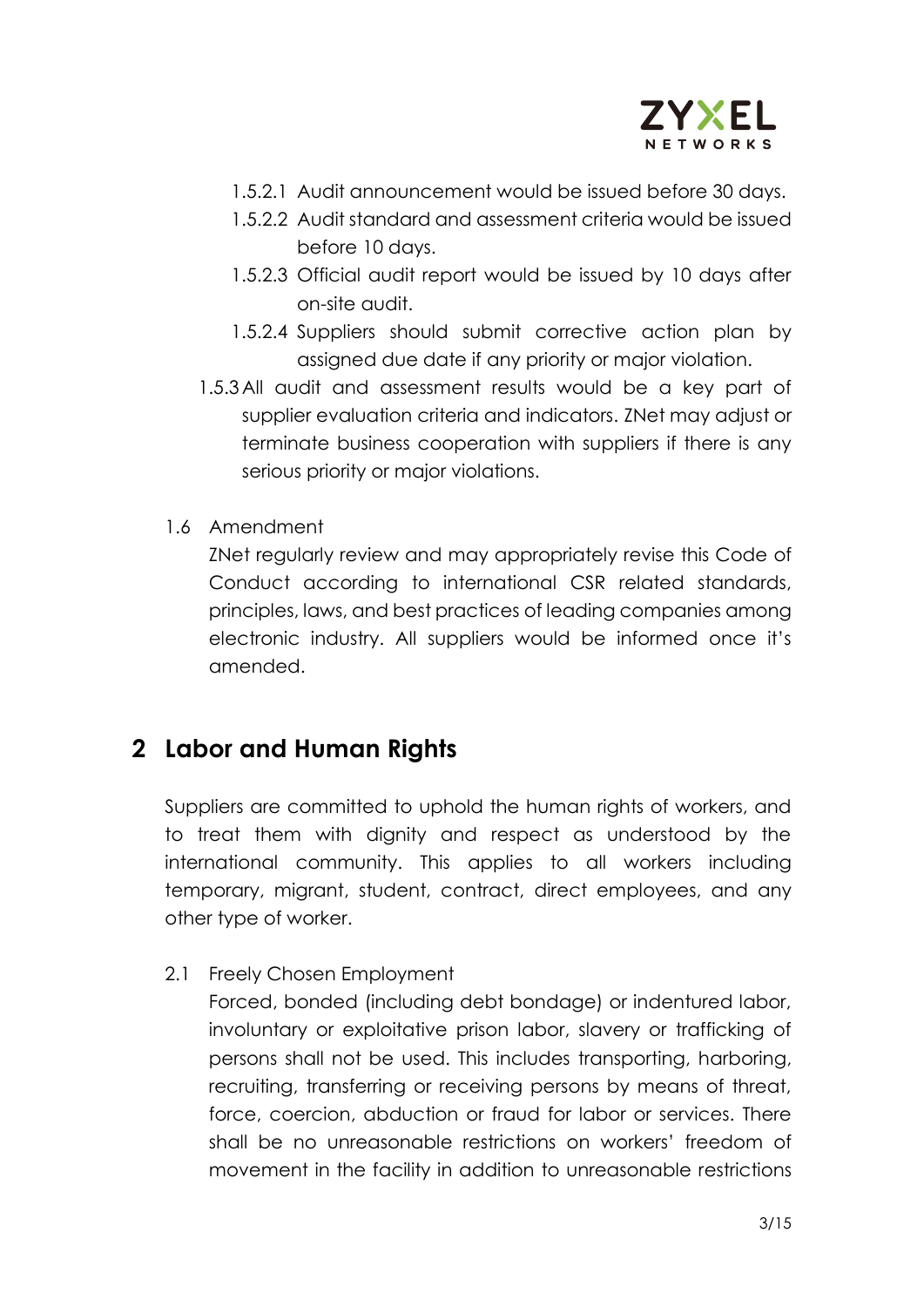- 1.5.2.1 Audit announcement would be issued before 30 days.
- 1.5.2.2 Audit standard and assessment criteria would be issued before 10 days.
- 1.5.2.3 Official audit report would be issued by 10 days after on-site audit.
- 1.5.2.4 Suppliers should submit corrective action plan by assigned due date if any priority or major violation.

1.5.3 All audit and assessment results would be a key part of supplier evaluation criteria and indicators. ZNet may adjust or terminate business cooperation with suppliers if there is any serious priority or major violations.

1.6 Amendment

ZNet regularly review and may appropriately revise this Code of Conduct according to international CSR related standards, principles, laws, and best practices of leading companies among electronic industry. All suppliers would be informed once it's amended.

# 2 Labor and Human Rights

Suppliers are committed to uphold the human rights of workers, and to treat them with dignity and respect as understood by the international community. This applies to all workers including temporary, migrant, student, contract, direct employees, and any other type of worker.

2.1 Freely Chosen Employment

Forced, bonded (including debt bondage) or indentured labor, involuntary or exploitative prison labor, slavery or trafficking of persons shall not be used. This includes transporting, harboring, recruiting, transferring or receiving persons by means of threat, force, coercion, abduction or fraud for labor or services. There shall be no unreasonable restrictions on workers' freedom of movement in the facility in addition to unreasonable restrictions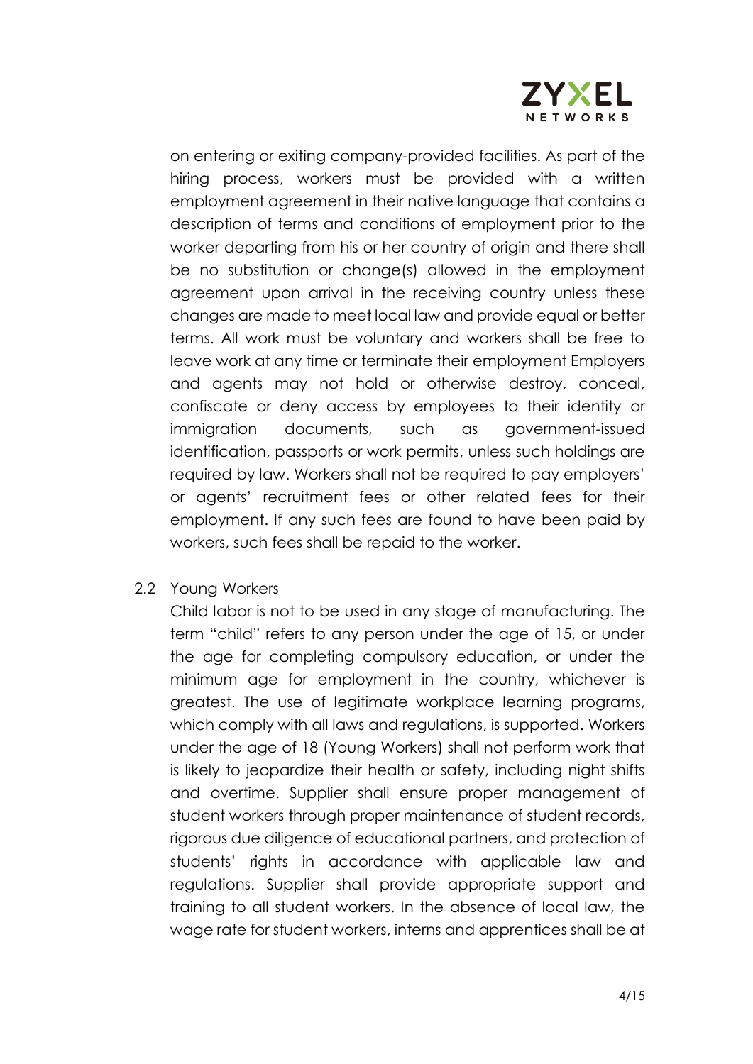on entering or exiting company-provided facilities. As part of the hiring process, workers must be provided with a written employment agreement in their native language that contains a description of terms and conditions of employment prior to the worker departing from his or her country of origin and there shall be no substitution or change(s) allowed in the employment agreement upon arrival in the receiving country unless these changes are made to meet local law and provide equal or better terms. All work must be voluntary and workers shall be free to leave work at any time or terminate their employment Employers and agents may not hold or otherwise destroy, conceal, confiscate or deny access by employees to their identity or immigration documents, such as government-issued identification, passports or work permits, unless such holdings are required by law. Workers shall not be required to pay employers' or agents' recruitment fees or other related fees for their employment. If any such fees are found to have been paid by workers, such fees shall be repaid to the worker.

2.2 Young Workers

Child labor is not to be used in any stage of manufacturing. The term "child" refers to any person under the age of 15, or under the age for completing compulsory education, or under the minimum age for employment in the country, whichever is greatest. The use of legitimate workplace learning programs, which comply with all laws and regulations, is supported. Workers under the age of 18 (Young Workers) shall not perform work that is likely to jeopardize their health or safety, including night shifts and overtime. Supplier shall ensure proper management of student workers through proper maintenance of student records, rigorous due diligence of educational partners, and protection of students' rights in accordance with applicable law and regulations. Supplier shall provide appropriate support and training to all student workers. In the absence of local law, the wage rate for student workers, interns and apprentices shall be at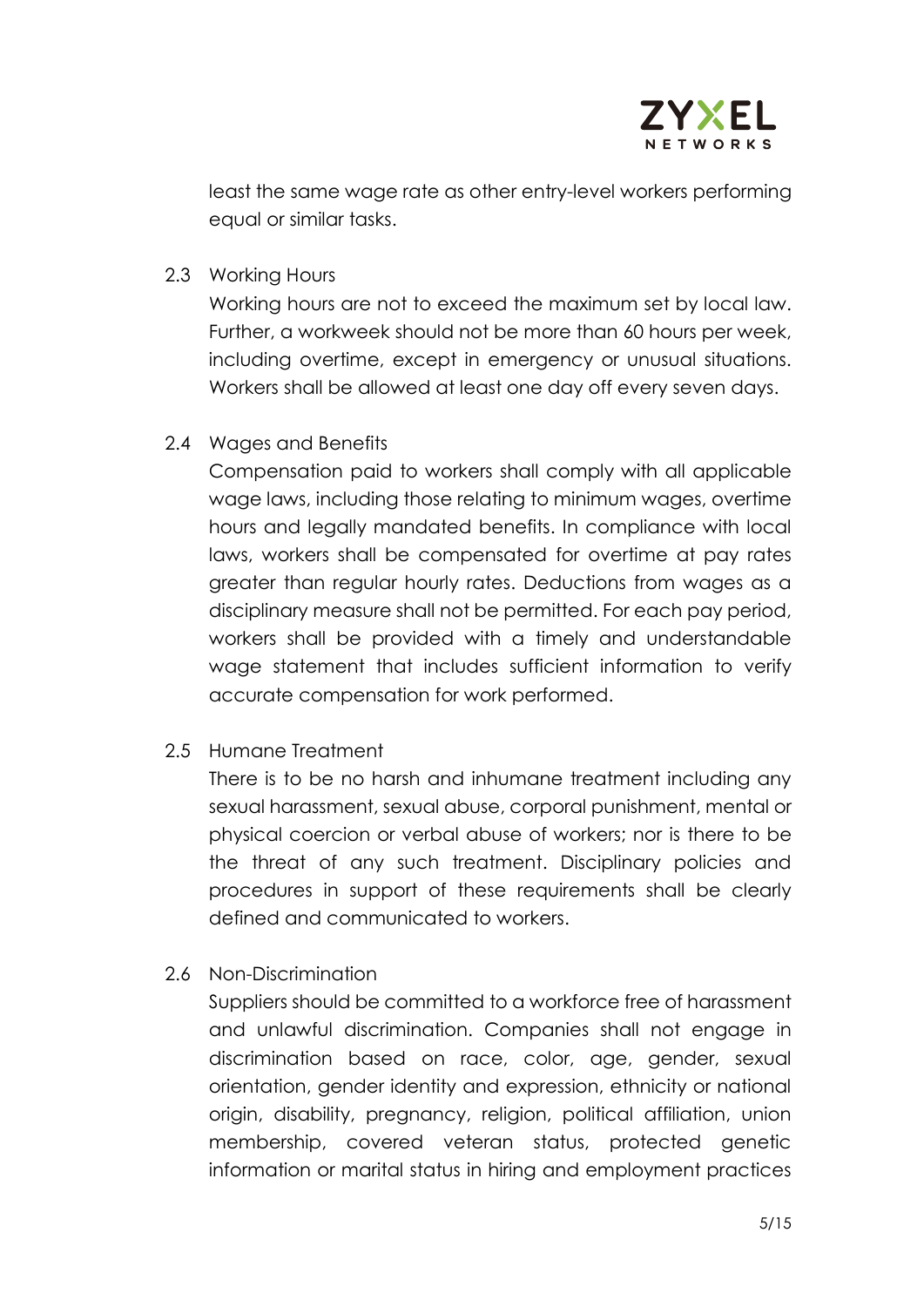least the same wage rate as other entry-level workers performing equal or similar tasks.

### 2.3 Working Hours

Working hours are not to exceed the maximum set by local law. Further, a workweek should not be more than 60 hours per week, including overtime, except in emergency or unusual situations. Workers shall be allowed at least one day off every seven days.

### 2.4 Wages and Benefits

Compensation paid to workers shall comply with all applicable wage laws, including those relating to minimum wages, overtime hours and legally mandated benefits. In compliance with local laws, workers shall be compensated for overtime at pay rates greater than regular hourly rates. Deductions from wages as a disciplinary measure shall not be permitted. For each pay period, workers shall be provided with a timely and understandable wage statement that includes sufficient information to verify accurate compensation for work performed.

### 2.5 Humane Treatment

There is to be no harsh and inhumane treatment including any sexual harassment, sexual abuse, corporal punishment, mental or physical coercion or verbal abuse of workers; nor is there to be the threat of any such treatment. Disciplinary policies and procedures in support of these requirements shall be clearly defined and communicated to workers.

### 2.6 Non-Discrimination

Suppliers should be committed to a workforce free of harassment and unlawful discrimination. Companies shall not engage in discrimination based on race, color, age, gender, sexual orientation, gender identity and expression, ethnicity or national origin, disability, pregnancy, religion, political affiliation, union membership, covered veteran status, protected genetic information or marital status in hiring and employment practices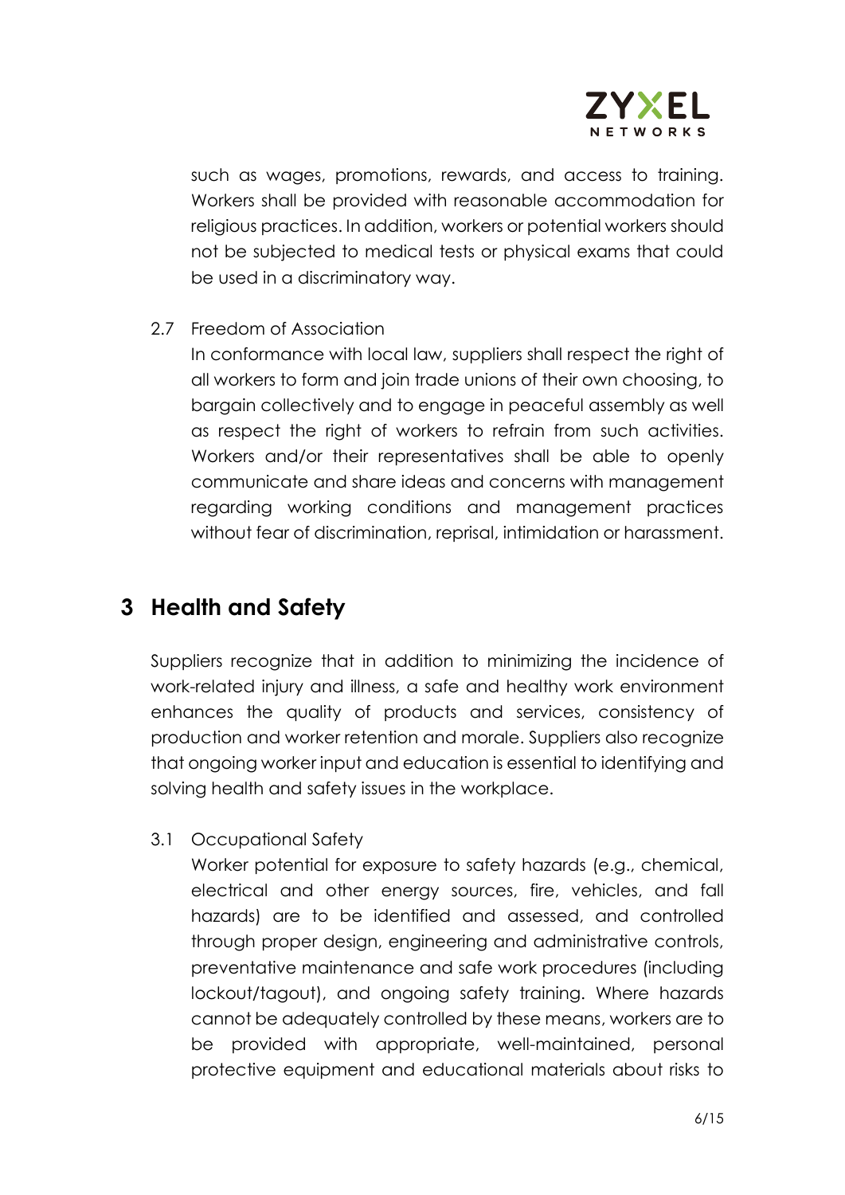such as wages, promotions, rewards, and access to training. Workers shall be provided with reasonable accommodation for religious practices. In addition, workers or potential workers should not be subjected to medical tests or physical exams that could be used in a discriminatory way.

2.7 Freedom of Association

In conformance with local law, suppliers shall respect the right of all workers to form and join trade unions of their own choosing, to bargain collectively and to engage in peaceful assembly as well as respect the right of workers to refrain from such activities. Workers and/or their representatives shall be able to openly communicate and share ideas and concerns with management regarding working conditions and management practices without fear of discrimination, reprisal, intimidation or harassment.

# 3 Health and Safety

Suppliers recognize that in addition to minimizing the incidence of work-related injury and illness, a safe and healthy work environment enhances the quality of products and services, consistency of production and worker retention and morale. Suppliers also recognize that ongoing worker input and education is essential to identifying and solving health and safety issues in the workplace.

3.1 Occupational Safety

Worker potential for exposure to safety hazards (e.g., chemical, electrical and other energy sources, fire, vehicles, and fall hazards) are to be identified and assessed, and controlled through proper design, engineering and administrative controls, preventative maintenance and safe work procedures (including lockout/tagout), and ongoing safety training. Where hazards cannot be adequately controlled by these means, workers are to be provided with appropriate, well-maintained, personal protective equipment and educational materials about risks to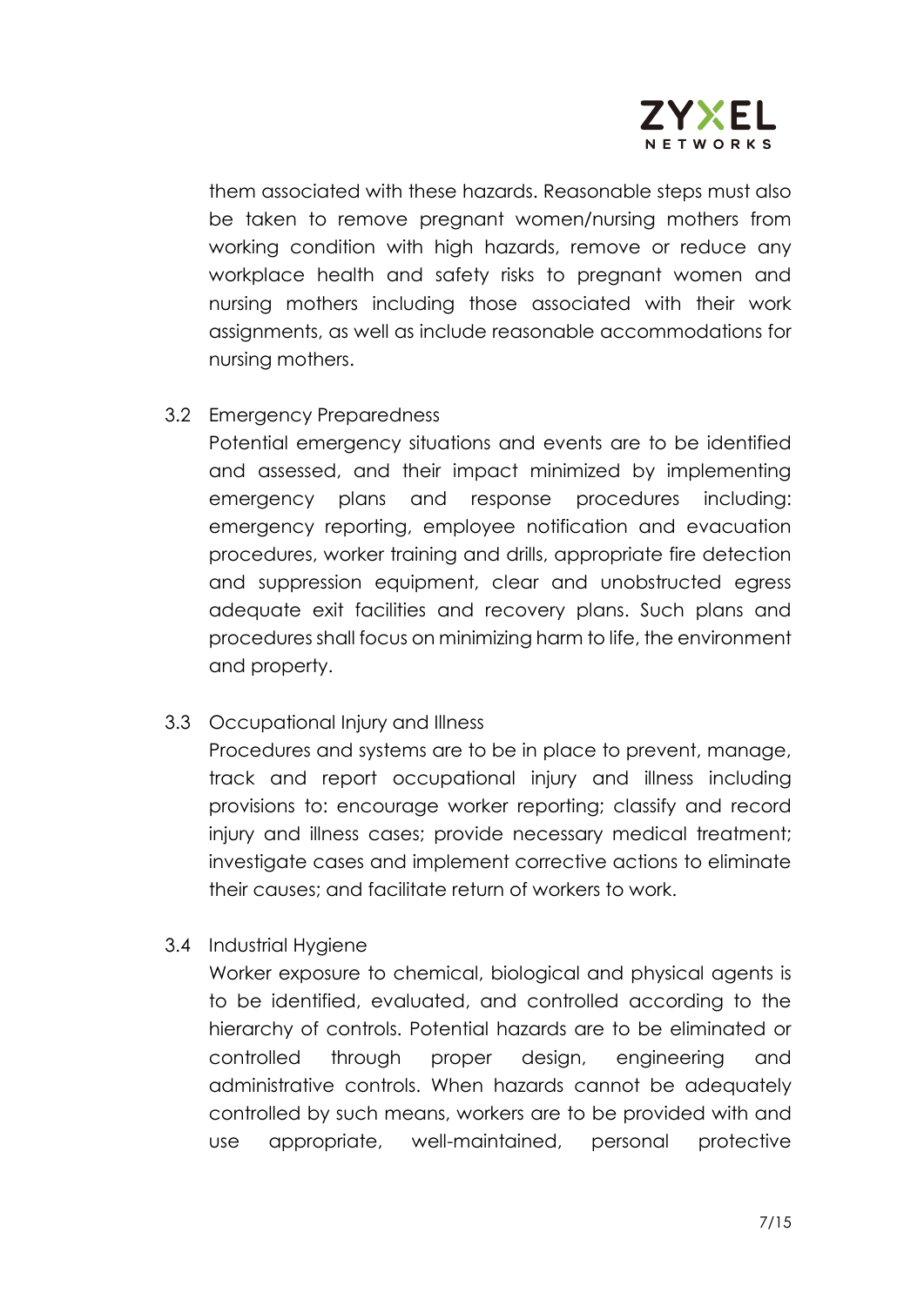them associated with these hazards. Reasonable steps must also be taken to remove pregnant women/nursing mothers from working condition with high hazards, remove or reduce any workplace health and safety risks to pregnant women and nursing mothers including those associated with their work assignments, as well as include reasonable accommodations for nursing mothers.

3.2 Emergency Preparedness

Potential emergency situations and events are to be identified and assessed, and their impact minimized by implementing emergency plans and response procedures including: emergency reporting, employee notification and evacuation procedures, worker training and drills, appropriate fire detection and suppression equipment, clear and unobstructed egress adequate exit facilities and recovery plans. Such plans and procedures shall focus on minimizing harm to life, the environment and property.

3.3 Occupational Injury and Illness

Procedures and systems are to be in place to prevent, manage, track and report occupational injury and illness including provisions to: encourage worker reporting; classify and record injury and illness cases; provide necessary medical treatment; investigate cases and implement corrective actions to eliminate their causes; and facilitate return of workers to work.

3.4 Industrial Hygiene

Worker exposure to chemical, biological and physical agents is to be identified, evaluated, and controlled according to the hierarchy of controls. Potential hazards are to be eliminated or controlled through proper design, engineering and administrative controls. When hazards cannot be adequately controlled by such means, workers are to be provided with and use appropriate, well-maintained, personal protective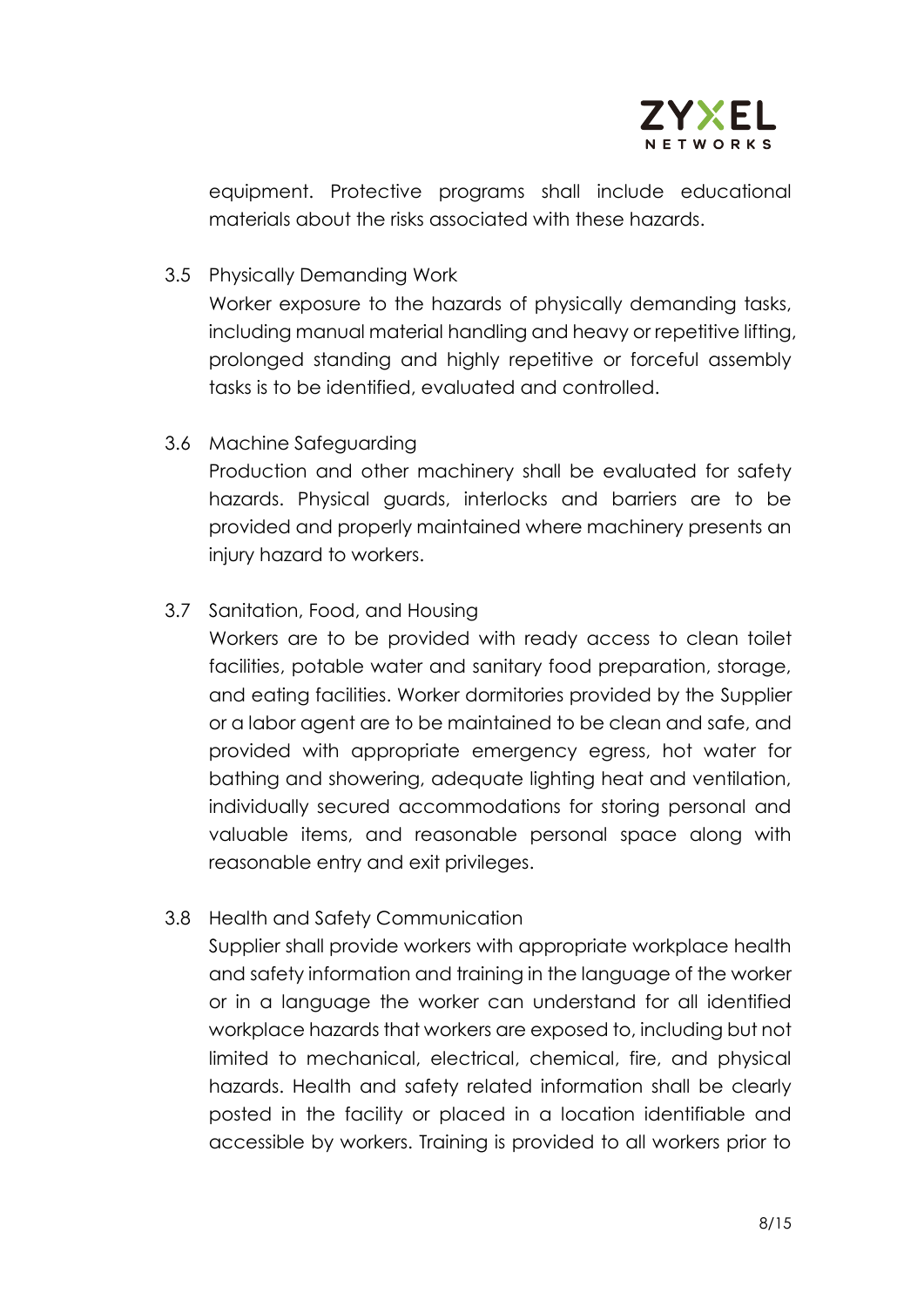equipment. Protective programs shall include educational materials about the risks associated with these hazards.

3.5 Physically Demanding Work

Worker exposure to the hazards of physically demanding tasks, including manual material handling and heavy or repetitive lifting, prolonged standing and highly repetitive or forceful assembly tasks is to be identified, evaluated and controlled.

3.6 Machine Safeguarding

Production and other machinery shall be evaluated for safety hazards. Physical guards, interlocks and barriers are to be provided and properly maintained where machinery presents an injury hazard to workers.

3.7 Sanitation, Food, and Housing

Workers are to be provided with ready access to clean toilet facilities, potable water and sanitary food preparation, storage, and eating facilities. Worker dormitories provided by the Supplier or a labor agent are to be maintained to be clean and safe, and provided with appropriate emergency egress, hot water for bathing and showering, adequate lighting heat and ventilation, individually secured accommodations for storing personal and valuable items, and reasonable personal space along with reasonable entry and exit privileges.

3.8 Health and Safety Communication

Supplier shall provide workers with appropriate workplace health and safety information and training in the language of the worker or in a language the worker can understand for all identified workplace hazards that workers are exposed to, including but not limited to mechanical, electrical, chemical, fire, and physical hazards. Health and safety related information shall be clearly posted in the facility or placed in a location identifiable and accessible by workers. Training is provided to all workers prior to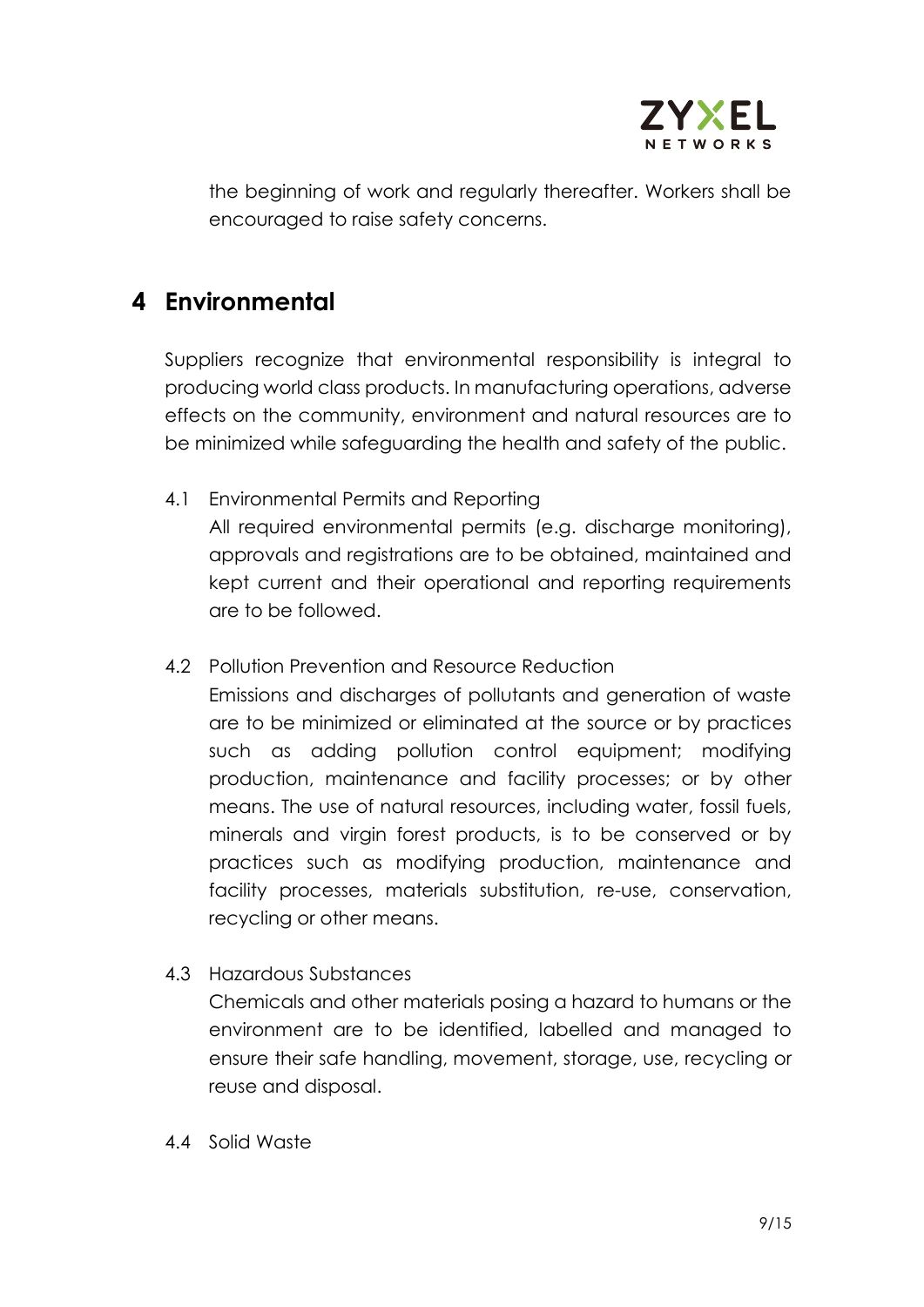the beginning of work and regularly thereafter. Workers shall be encouraged to raise safety concerns.

# 4 Environmental

Suppliers recognize that environmental responsibility is integral to producing world class products. In manufacturing operations, adverse effects on the community, environment and natural resources are to be minimized while safeguarding the health and safety of the public.

4.1 Environmental Permits and Reporting

All required environmental permits (e.g. discharge monitoring), approvals and registrations are to be obtained, maintained and kept current and their operational and reporting requirements are to be followed.

4.2 Pollution Prevention and Resource Reduction

Emissions and discharges of pollutants and generation of waste are to be minimized or eliminated at the source or by practices such as adding pollution control equipment; modifying production, maintenance and facility processes; or by other means. The use of natural resources, including water, fossil fuels, minerals and virgin forest products, is to be conserved or by practices such as modifying production, maintenance and facility processes, materials substitution, re-use, conservation, recycling or other means.

4.3 Hazardous Substances

Chemicals and other materials posing a hazard to humans or the environment are to be identified, labelled and managed to ensure their safe handling, movement, storage, use, recycling or reuse and disposal.

4.4 Solid Waste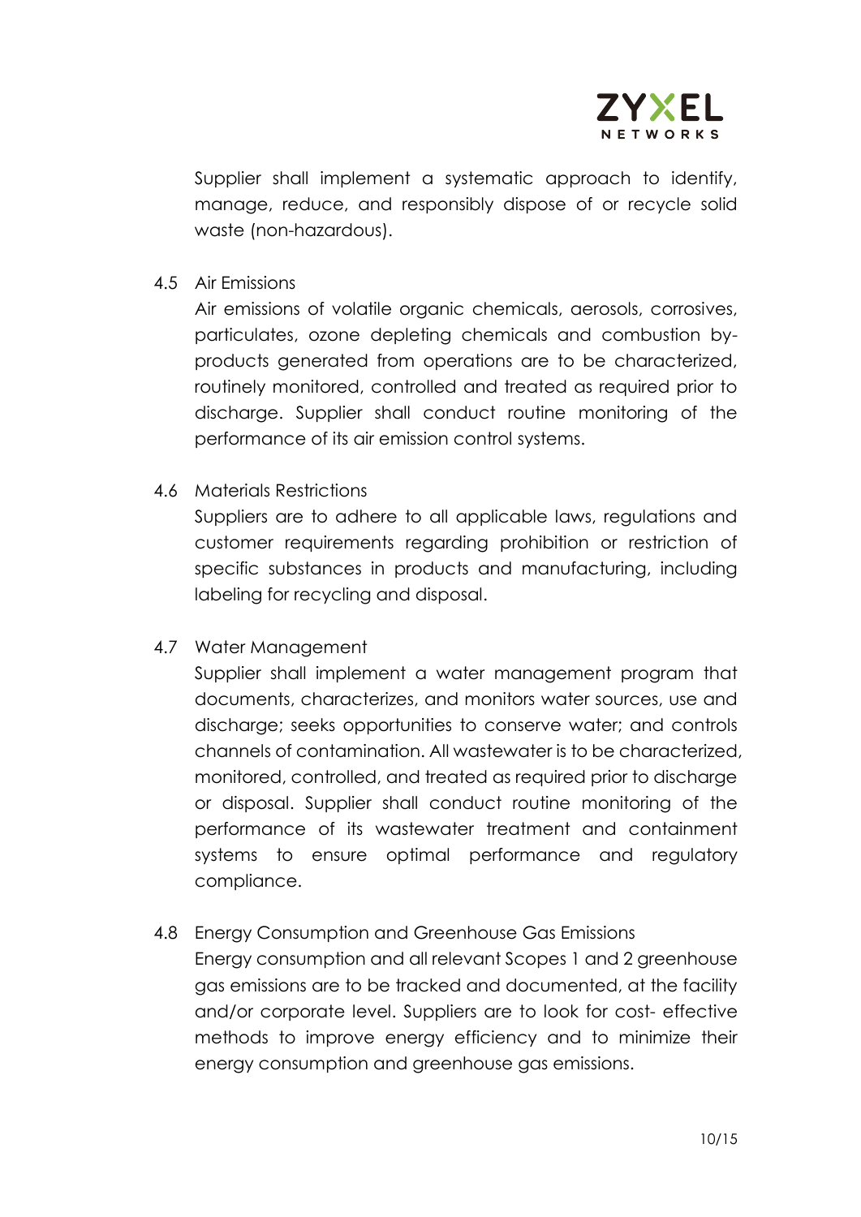Supplier shall implement a systematic approach to identify, manage, reduce, and responsibly dispose of or recycle solid waste (non-hazardous).

### 4.5 Air Emissions

Air emissions of volatile organic chemicals, aerosols, corrosives, particulates, ozone depleting chemicals and combustion by-products generated from operations are to be characterized, routinely monitored, controlled and treated as required prior to discharge. Supplier shall conduct routine monitoring of the performance of its air emission control systems.

### 4.6 Materials Restrictions

Suppliers are to adhere to all applicable laws, regulations and customer requirements regarding prohibition or restriction of specific substances in products and manufacturing, including labeling for recycling and disposal.

### 4.7 Water Management

Supplier shall implement a water management program that documents, characterizes, and monitors water sources, use and discharge; seeks opportunities to conserve water; and controls channels of contamination. All wastewater is to be characterized, monitored, controlled, and treated as required prior to discharge or disposal. Supplier shall conduct routine monitoring of the performance of its wastewater treatment and containment systems to ensure optimal performance and regulatory compliance.

### 4.8 Energy Consumption and Greenhouse Gas Emissions

Energy consumption and all relevant Scopes 1 and 2 greenhouse gas emissions are to be tracked and documented, at the facility and/or corporate level. Suppliers are to look for cost- effective methods to improve energy efficiency and to minimize their energy consumption and greenhouse gas emissions.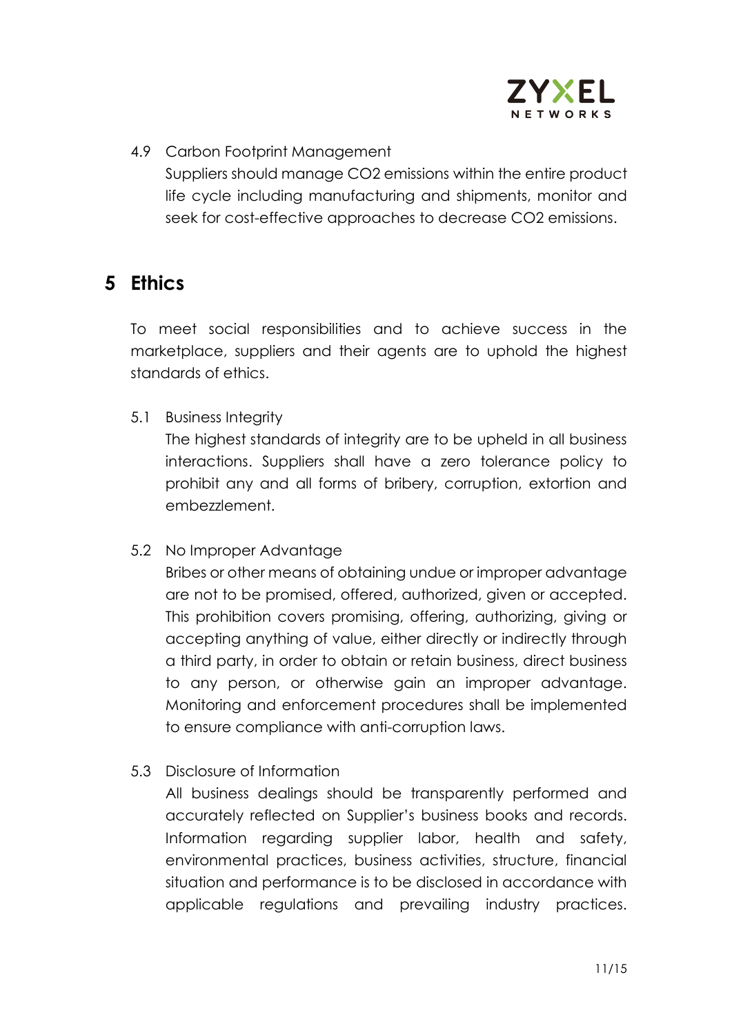4.9 Carbon Footprint Management

Suppliers should manage $CO_2$ emissions within the entire product life cycle including manufacturing and shipments, monitor and seek for cost-effective approaches to decrease $CO_2$ emissions.

# 5 Ethics

To meet social responsibilities and to achieve success in the marketplace, suppliers and their agents are to uphold the highest standards of ethics.

5.1 Business Integrity

The highest standards of integrity are to be upheld in all business interactions. Suppliers shall have a zero tolerance policy to prohibit any and all forms of bribery, corruption, extortion and embezzlement.

5.2 No Improper Advantage

Bribes or other means of obtaining undue or improper advantage are not to be promised, offered, authorized, given or accepted. This prohibition covers promising, offering, authorizing, giving or accepting anything of value, either directly or indirectly through a third party, in order to obtain or retain business, direct business to any person, or otherwise gain an improper advantage. Monitoring and enforcement procedures shall be implemented to ensure compliance with anti-corruption laws.

5.3 Disclosure of Information

All business dealings should be transparently performed and accurately reflected on Supplier's business books and records. Information regarding supplier labor, health and safety, environmental practices, business activities, structure, financial situation and performance is to be disclosed in accordance with applicable regulations and prevailing industry practices.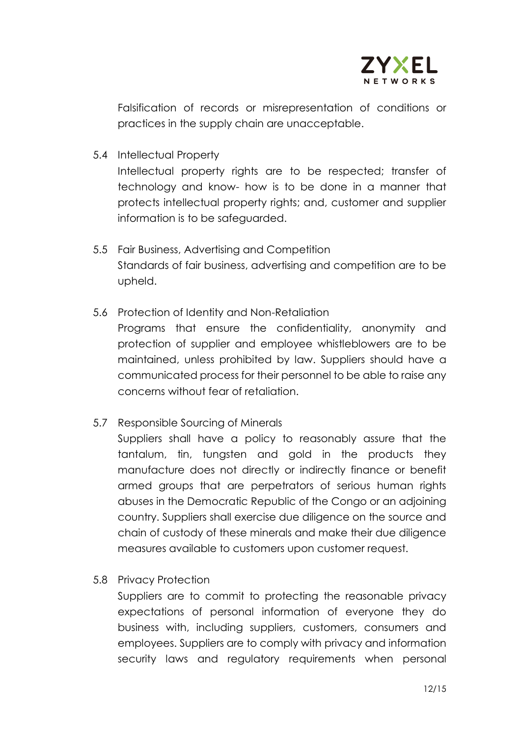Falsification of records or misrepresentation of conditions or practices in the supply chain are unacceptable.

5.4 Intellectual Property

Intellectual property rights are to be respected; transfer of technology and know- how is to be done in a manner that protects intellectual property rights; and, customer and supplier information is to be safeguarded.

5.5 Fair Business, Advertising and Competition

Standards of fair business, advertising and competition are to be upheld.

5.6 Protection of Identity and Non-Retaliation

Programs that ensure the confidentiality, anonymity and protection of supplier and employee whistleblowers are to be maintained, unless prohibited by law. Suppliers should have a communicated process for their personnel to be able to raise any concerns without fear of retaliation.

5.7 Responsible Sourcing of Minerals

Suppliers shall have a policy to reasonably assure that the tantalum, tin, tungsten and gold in the products they manufacture does not directly or indirectly finance or benefit armed groups that are perpetrators of serious human rights abuses in the Democratic Republic of the Congo or an adjoining country. Suppliers shall exercise due diligence on the source and chain of custody of these minerals and make their due diligence measures available to customers upon customer request.

5.8 Privacy Protection

Suppliers are to commit to protecting the reasonable privacy expectations of personal information of everyone they do business with, including suppliers, customers, consumers and employees. Suppliers are to comply with privacy and information security laws and regulatory requirements when personal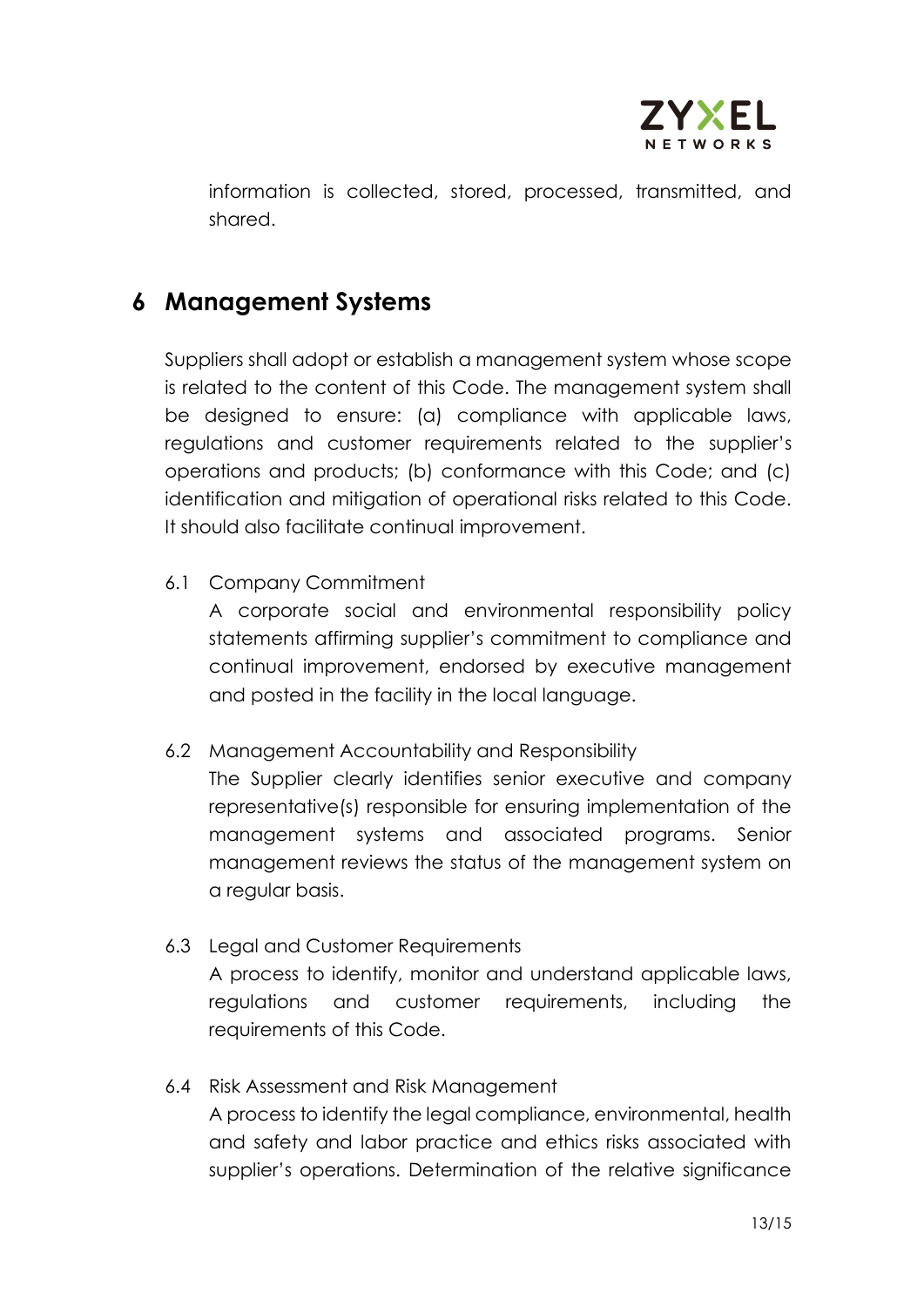information is collected, stored, processed, transmitted, and shared.

# 6 Management Systems

Suppliers shall adopt or establish a management system whose scope is related to the content of this Code. The management system shall be designed to ensure: (a) compliance with applicable laws, regulations and customer requirements related to the supplier's operations and products; (b) conformance with this Code; and (c) identification and mitigation of operational risks related to this Code. It should also facilitate continual improvement.

6.1 Company Commitment

A corporate social and environmental responsibility policy statements affirming supplier's commitment to compliance and continual improvement, endorsed by executive management and posted in the facility in the local language.

6.2 Management Accountability and Responsibility

The Supplier clearly identifies senior executive and company representative(s) responsible for ensuring implementation of the management systems and associated programs. Senior management reviews the status of the management system on a regular basis.

6.3 Legal and Customer Requirements

A process to identify, monitor and understand applicable laws, regulations and customer requirements, including the requirements of this Code.

6.4 Risk Assessment and Risk Management

A process to identify the legal compliance, environmental, health and safety and labor practice and ethics risks associated with supplier's operations. Determination of the relative significance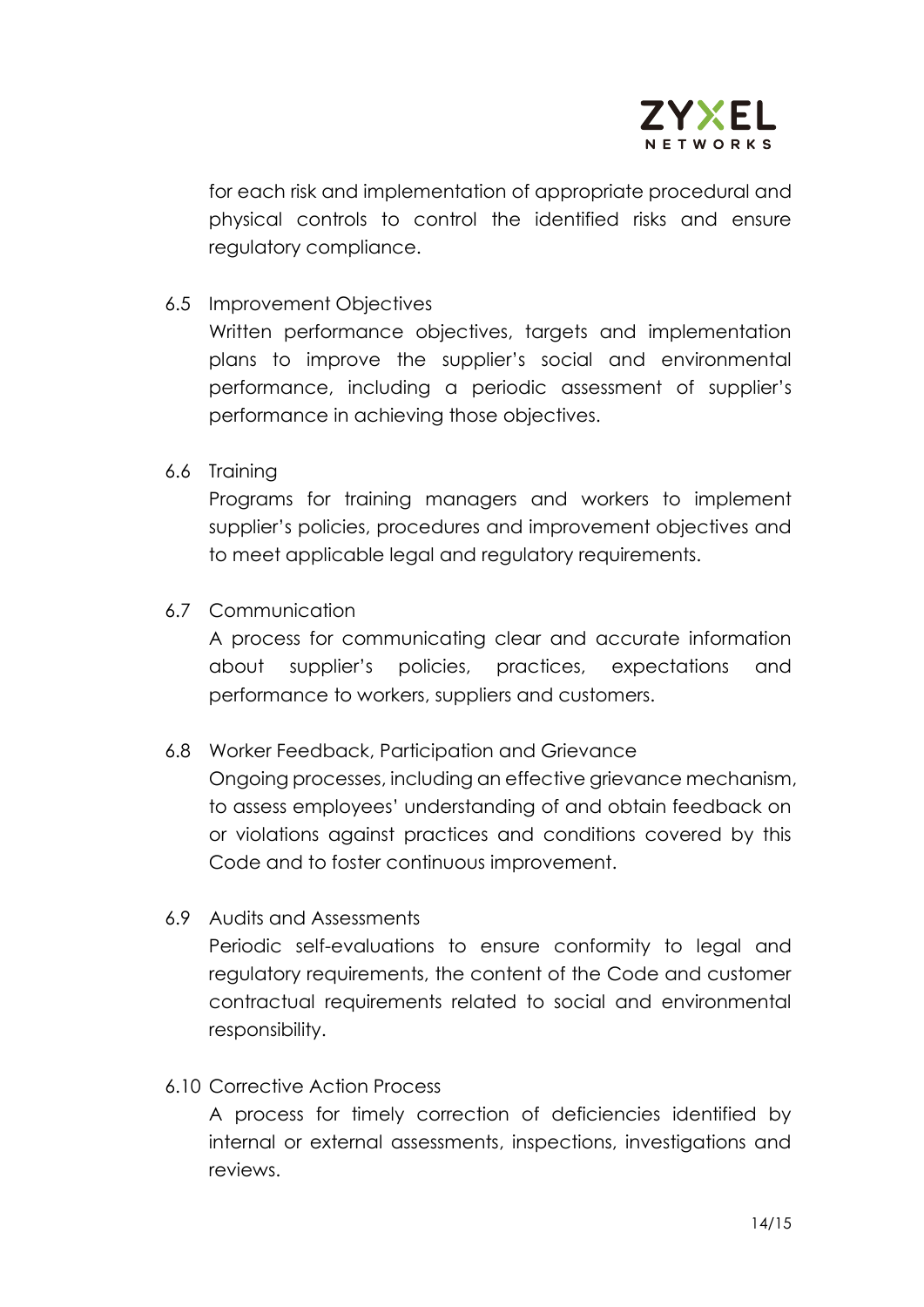for each risk and implementation of appropriate procedural and physical controls to control the identified risks and ensure regulatory compliance.

6.5 Improvement Objectives

Written performance objectives, targets and implementation plans to improve the supplier's social and environmental performance, including a periodic assessment of supplier's performance in achieving those objectives.

6.6 Training

Programs for training managers and workers to implement supplier's policies, procedures and improvement objectives and to meet applicable legal and regulatory requirements.

6.7 Communication

A process for communicating clear and accurate information about supplier's policies, practices, expectations and performance to workers, suppliers and customers.

6.8 Worker Feedback, Participation and Grievance

Ongoing processes, including an effective grievance mechanism, to assess employees' understanding of and obtain feedback on or violations against practices and conditions covered by this Code and to foster continuous improvement.

6.9 Audits and Assessments

Periodic self-evaluations to ensure conformity to legal and regulatory requirements, the content of the Code and customer contractual requirements related to social and environmental responsibility.

6.10 Corrective Action Process

A process for timely correction of deficiencies identified by internal or external assessments, inspections, investigations and reviews.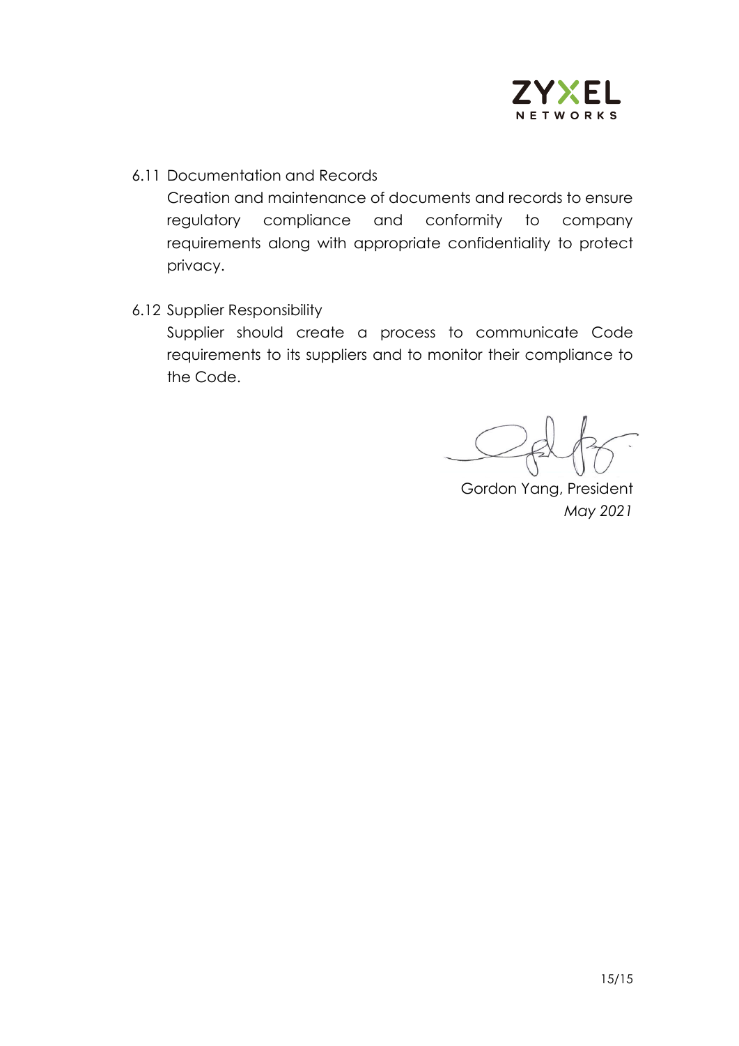6.11 Documentation and Records

Creation and maintenance of documents and records to ensure regulatory compliance and conformity to company requirements along with appropriate confidentiality to protect privacy.

6.12 Supplier Responsibility

Supplier should create a process to communicate Code requirements to its suppliers and to monitor their compliance to the Code.

Gordon Yang, President

*May 2021*